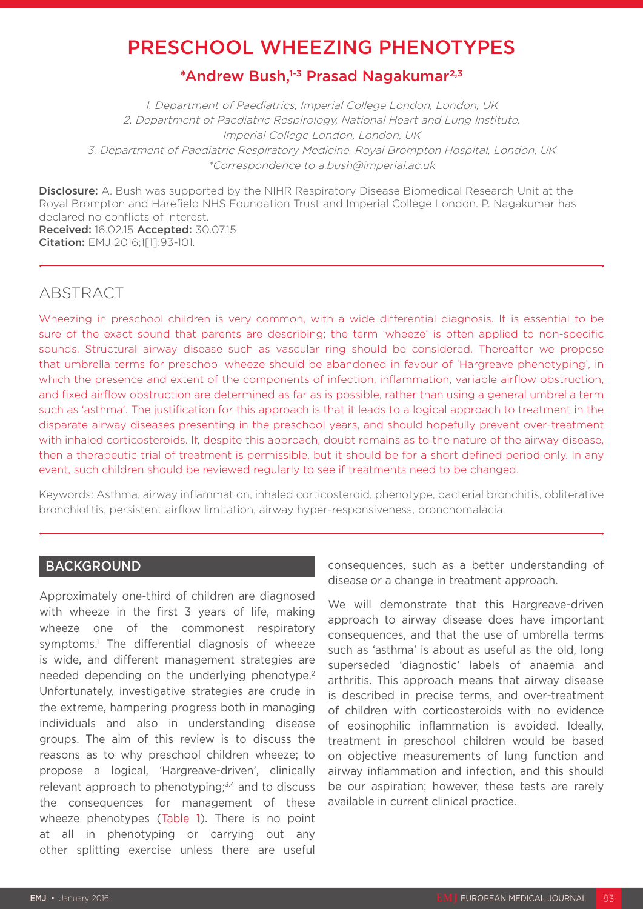# PRESCHOOL WHEEZING PHENOTYPES

**\*Andrew Bush,[1-3] Prasad Nagakumar[2,3]**

*1. Department of Paediatrics, Imperial College London, London, UK*
*2. Department of Paediatric Respirology, National Heart and Lung Institute, Imperial College London, London, UK*
*3. Department of Paediatric Respiratory Medicine, Royal Brompton Hospital, London, UK*
*\*Correspondence to a.bush@imperial.ac.uk*

**Disclosure:** A. Bush was supported by the NIHR Respiratory Disease Biomedical Research Unit at the Royal Brompton and Harefield NHS Foundation Trust and Imperial College London. P. Nagakumar has declared no conflicts of interest.
**Received:** 16.02.15 **Accepted:** 30.07.15
**Citation:** EMJ 2016;1[1]:93-101.

## ABSTRACT

Wheezing in preschool children is very common, with a wide differential diagnosis. It is essential to be sure of the exact sound that parents are describing; the term 'wheeze' is often applied to non-specific sounds. Structural airway disease such as vascular ring should be considered. Thereafter we propose that umbrella terms for preschool wheeze should be abandoned in favour of 'Hargreave phenotyping', in which the presence and extent of the components of infection, inflammation, variable airflow obstruction, and fixed airflow obstruction are determined as far as is possible, rather than using a general umbrella term such as 'asthma'. The justification for this approach is that it leads to a logical approach to treatment in the disparate airway diseases presenting in the preschool years, and should hopefully prevent over-treatment with inhaled corticosteroids. If, despite this approach, doubt remains as to the nature of the airway disease, then a therapeutic trial of treatment is permissible, but it should be for a short defined period only. In any event, such children should be reviewed regularly to see if treatments need to be changed.

Keywords: Asthma, airway inflammation, inhaled corticosteroid, phenotype, bacterial bronchitis, obliterative bronchiolitis, persistent airflow limitation, airway hyper-responsiveness, bronchomalacia.

## BACKGROUND

Approximately one-third of children are diagnosed with wheeze in the first 3 years of life, making wheeze one of the commonest respiratory symptoms.[1] The differential diagnosis of wheeze is wide, and different management strategies are needed depending on the underlying phenotype.[2] Unfortunately, investigative strategies are crude in the extreme, hampering progress both in managing individuals and also in understanding disease groups. The aim of this review is to discuss the reasons as to why preschool children wheeze; to propose a logical, 'Hargreave-driven', clinically relevant approach to phenotyping;[3,4] and to discuss the consequences for management of these wheeze phenotypes (Table 1). There is no point at all in phenotyping or carrying out any other splitting exercise unless there are useful consequences, such as a better understanding of disease or a change in treatment approach.

We will demonstrate that this Hargreave-driven approach to airway disease does have important consequences, and that the use of umbrella terms such as 'asthma' is about as useful as the old, long superseded 'diagnostic' labels of anaemia and arthritis. This approach means that airway disease is described in precise terms, and over-treatment of children with corticosteroids with no evidence of eosinophilic inflammation is avoided. Ideally, treatment in preschool children would be based on objective measurements of lung function and airway inflammation and infection, and this should be our aspiration; however, these tests are rarely available in current clinical practice.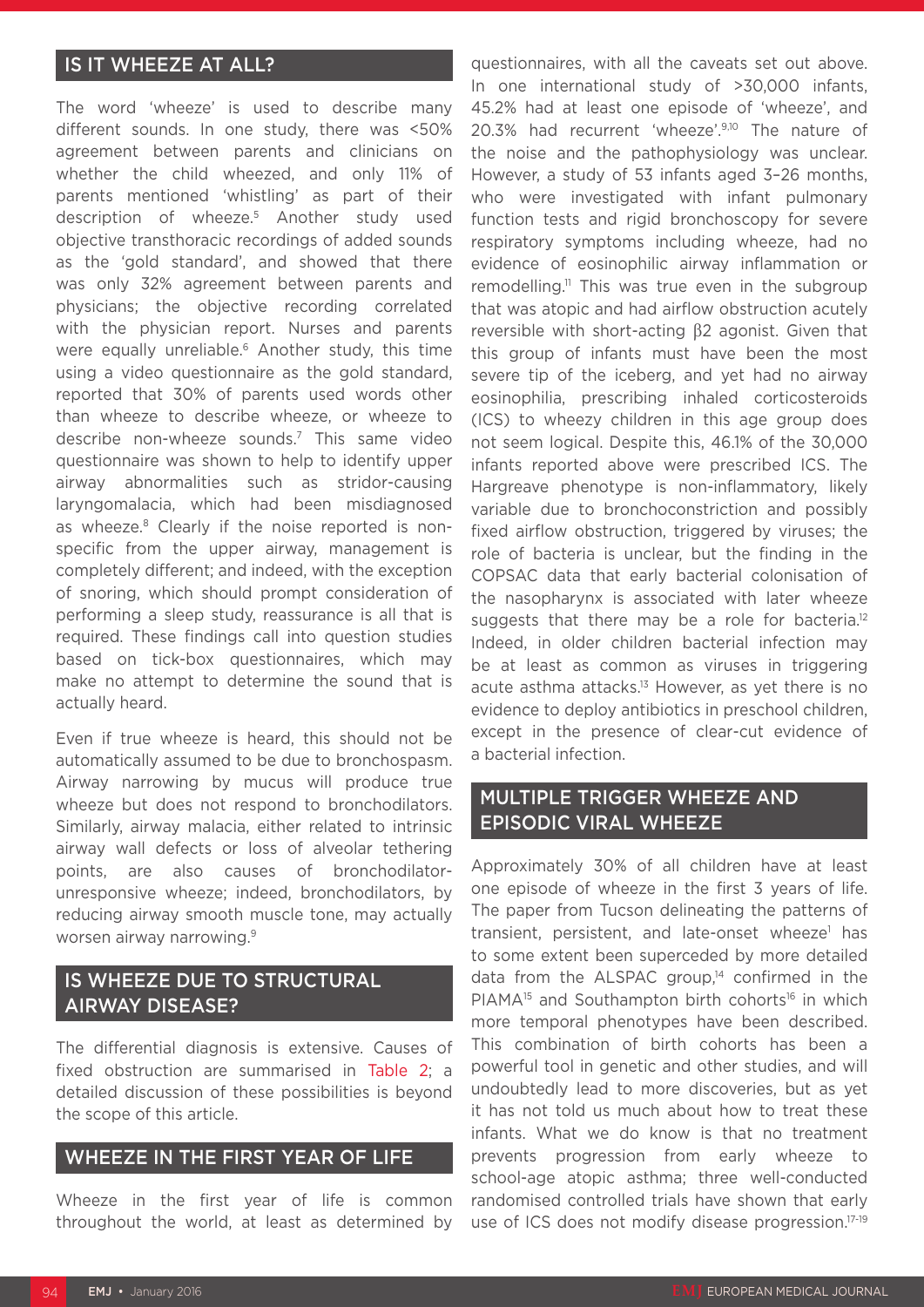## IS IT WHEEZE AT ALL?

The word 'wheeze' is used to describe many different sounds. In one study, there was <50% agreement between parents and clinicians on whether the child wheezed, and only 11% of parents mentioned 'whistling' as part of their description of wheeze.[5] Another study used objective transthoracic recordings of added sounds as the 'gold standard', and showed that there was only 32% agreement between parents and physicians; the objective recording correlated with the physician report. Nurses and parents were equally unreliable.[6] Another study, this time using a video questionnaire as the gold standard, reported that 30% of parents used words other than wheeze to describe wheeze, or wheeze to describe non-wheeze sounds.[7] This same video questionnaire was shown to help to identify upper airway abnormalities such as stridor-causing laryngomalacia, which had been misdiagnosed as wheeze.[8] Clearly if the noise reported is non-specific from the upper airway, management is completely different; and indeed, with the exception of snoring, which should prompt consideration of performing a sleep study, reassurance is all that is required. These findings call into question studies based on tick-box questionnaires, which may make no attempt to determine the sound that is actually heard.

Even if true wheeze is heard, this should not be automatically assumed to be due to bronchospasm. Airway narrowing by mucus will produce true wheeze but does not respond to bronchodilators. Similarly, airway malacia, either related to intrinsic airway wall defects or loss of alveolar tethering points, are also causes of bronchodilator-unresponsive wheeze; indeed, bronchodilators, by reducing airway smooth muscle tone, may actually worsen airway narrowing.[9]

## IS WHEEZE DUE TO STRUCTURAL AIRWAY DISEASE?

The differential diagnosis is extensive. Causes of fixed obstruction are summarised in Table 2; a detailed discussion of these possibilities is beyond the scope of this article.

## WHEEZE IN THE FIRST YEAR OF LIFE

Wheeze in the first year of life is common throughout the world, at least as determined by questionnaires, with all the caveats set out above. In one international study of >30,000 infants, 45.2% had at least one episode of 'wheeze', and 20.3% had recurrent 'wheeze'.[9,10] The nature of the noise and the pathophysiology was unclear. However, a study of 53 infants aged 3–26 months, who were investigated with infant pulmonary function tests and rigid bronchoscopy for severe respiratory symptoms including wheeze, had no evidence of eosinophilic airway inflammation or remodelling.[11] This was true even in the subgroup that was atopic and had airflow obstruction acutely reversible with short-acting β2 agonist. Given that this group of infants must have been the most severe tip of the iceberg, and yet had no airway eosinophilia, prescribing inhaled corticosteroids (ICS) to wheezy children in this age group does not seem logical. Despite this, 46.1% of the 30,000 infants reported above were prescribed ICS. The Hargreave phenotype is non-inflammatory, likely variable due to bronchoconstriction and possibly fixed airflow obstruction, triggered by viruses; the role of bacteria is unclear, but the finding in the COPSAC data that early bacterial colonisation of the nasopharynx is associated with later wheeze suggests that there may be a role for bacteria.[12] Indeed, in older children bacterial infection may be at least as common as viruses in triggering acute asthma attacks.[13] However, as yet there is no evidence to deploy antibiotics in preschool children, except in the presence of clear-cut evidence of a bacterial infection.

## MULTIPLE TRIGGER WHEEZE AND EPISODIC VIRAL WHEEZE

Approximately 30% of all children have at least one episode of wheeze in the first 3 years of life. The paper from Tucson delineating the patterns of transient, persistent, and late-onset wheeze[1] has to some extent been superceded by more detailed data from the ALSPAC group,[14] confirmed in the PIAMA[15] and Southampton birth cohorts[16] in which more temporal phenotypes have been described. This combination of birth cohorts has been a powerful tool in genetic and other studies, and will undoubtedly lead to more discoveries, but as yet it has not told us much about how to treat these infants. What we do know is that no treatment prevents progression from early wheeze to school-age atopic asthma; three well-conducted randomised controlled trials have shown that early use of ICS does not modify disease progression.[17-19]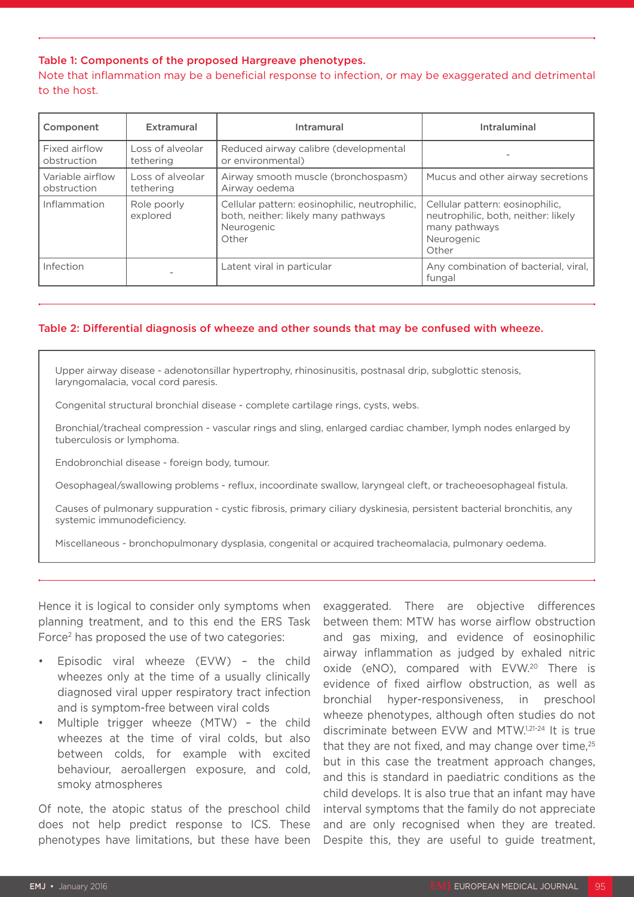**Table 1: Components of the proposed Hargreave phenotypes.**
Note that inflammation may be a beneficial response to infection, or may be exaggerated and detrimental to the host.

| Component | Extramural | Intramural | Intraluminal |
|---|---|---|---|
| Fixed airflow obstruction | Loss of alveolar tethering | Reduced airway calibre (developmental or environmental) | - |
| Variable airflow obstruction | Loss of alveolar tethering | Airway smooth muscle (bronchospasm)<br>Airway oedema | Mucus and other airway secretions |
| Inflammation | Role poorly explored | Cellular pattern: eosinophilic, neutrophilic, both, neither: likely many pathways<br>Neurogenic<br>Other | Cellular pattern: eosinophilic, neutrophilic, both, neither: likely many pathways<br>Neurogenic<br>Other |
| Infection | - | Latent viral in particular | Any combination of bacterial, viral, fungal |

**Table 2: Differential diagnosis of wheeze and other sounds that may be confused with wheeze.**

Upper airway disease - adenotonsillar hypertrophy, rhinosinusitis, postnasal drip, subglottic stenosis, laryngomalacia, vocal cord paresis.

Congenital structural bronchial disease - complete cartilage rings, cysts, webs.

Bronchial/tracheal compression - vascular rings and sling, enlarged cardiac chamber, lymph nodes enlarged by tuberculosis or lymphoma.

Endobronchial disease - foreign body, tumour.

Oesophageal/swallowing problems - reflux, incoordinate swallow, laryngeal cleft, or tracheoesophageal fistula.

Causes of pulmonary suppuration - cystic fibrosis, primary ciliary dyskinesia, persistent bacterial bronchitis, any systemic immunodeficiency.

Miscellaneous - bronchopulmonary dysplasia, congenital or acquired tracheomalacia, pulmonary oedema.

Hence it is logical to consider only symptoms when planning treatment, and to this end the ERS Task Force[2] has proposed the use of two categories:

- Episodic viral wheeze (EVW) – the child wheezes only at the time of a usually clinically diagnosed viral upper respiratory tract infection and is symptom-free between viral colds
- Multiple trigger wheeze (MTW) – the child wheezes at the time of viral colds, but also between colds, for example with excited behaviour, aeroallergen exposure, and cold, smoky atmospheres

Of note, the atopic status of the preschool child does not help predict response to ICS. These phenotypes have limitations, but these have been exaggerated. There are objective differences between them: MTW has worse airflow obstruction and gas mixing, and evidence of eosinophilic airway inflammation as judged by exhaled nitric oxide (eNO), compared with EVW.[20] There is evidence of fixed airflow obstruction, as well as bronchial hyper-responsiveness, in preschool wheeze phenotypes, although often studies do not discriminate between EVW and MTW.[1,21-24] It is true that they are not fixed, and may change over time,[25] but in this case the treatment approach changes, and this is standard in paediatric conditions as the child develops. It is also true that an infant may have interval symptoms that the family do not appreciate and are only recognised when they are treated. Despite this, they are useful to guide treatment,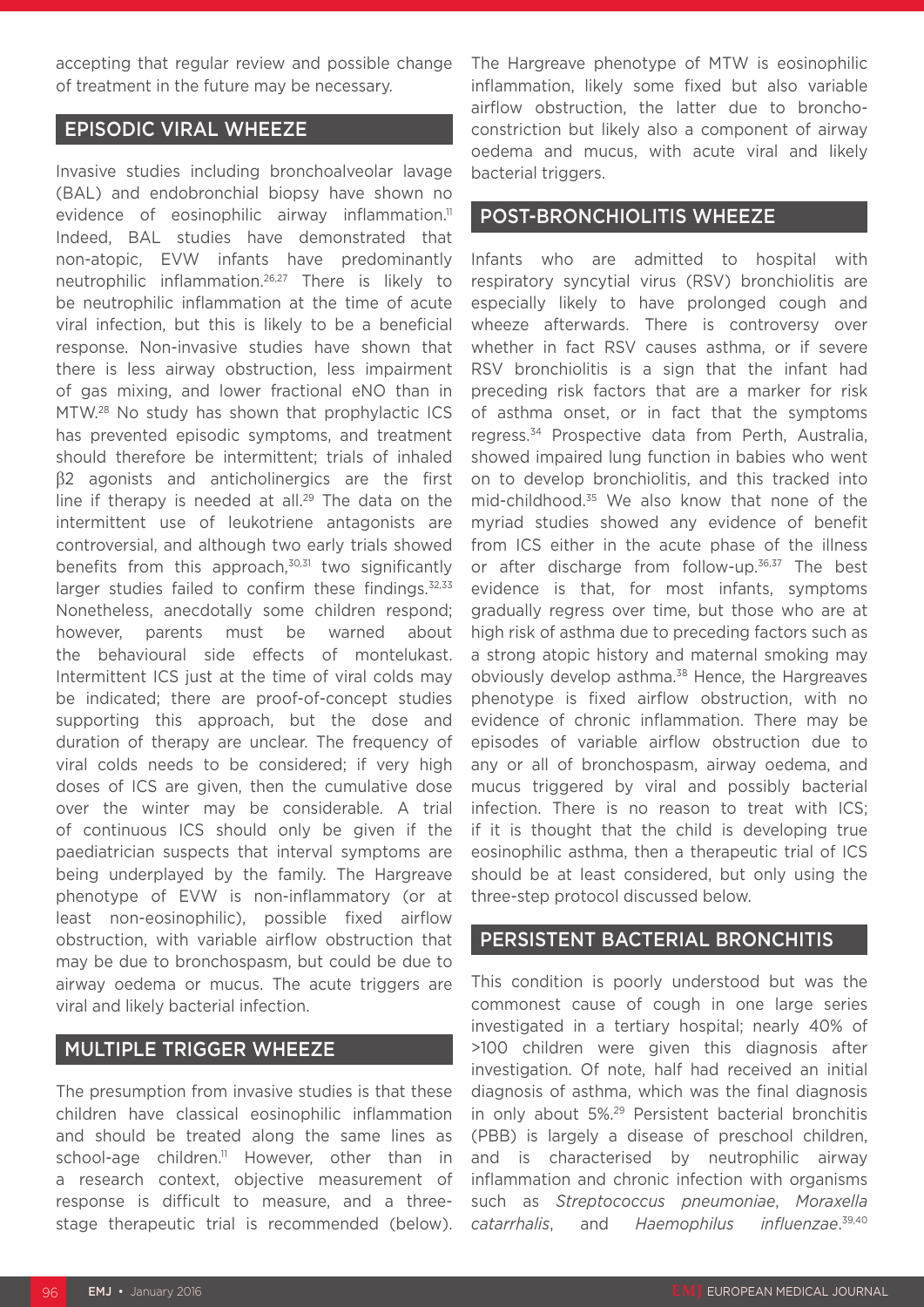accepting that regular review and possible change of treatment in the future may be necessary.

## EPISODIC VIRAL WHEEZE

Invasive studies including bronchoalveolar lavage (BAL) and endobronchial biopsy have shown no evidence of eosinophilic airway inflammation.[11] Indeed, BAL studies have demonstrated that non-atopic, EVW infants have predominantly neutrophilic inflammation.[26,27] There is likely to be neutrophilic inflammation at the time of acute viral infection, but this is likely to be a beneficial response. Non-invasive studies have shown that there is less airway obstruction, less impairment of gas mixing, and lower fractional eNO than in MTW.[28] No study has shown that prophylactic ICS has prevented episodic symptoms, and treatment should therefore be intermittent; trials of inhaled β2 agonists and anticholinergics are the first line if therapy is needed at all.[29] The data on the intermittent use of leukotriene antagonists are controversial, and although two early trials showed benefits from this approach,[30,31] two significantly larger studies failed to confirm these findings.[32,33] Nonetheless, anecdotally some children respond; however, parents must be warned about the behavioural side effects of montelukast. Intermittent ICS just at the time of viral colds may be indicated; there are proof-of-concept studies supporting this approach, but the dose and duration of therapy are unclear. The frequency of viral colds needs to be considered; if very high doses of ICS are given, then the cumulative dose over the winter may be considerable. A trial of continuous ICS should only be given if the paediatrician suspects that interval symptoms are being underplayed by the family. The Hargreave phenotype of EVW is non-inflammatory (or at least non-eosinophilic), possible fixed airflow obstruction, with variable airflow obstruction that may be due to bronchospasm, but could be due to airway oedema or mucus. The acute triggers are viral and likely bacterial infection.

## MULTIPLE TRIGGER WHEEZE

The presumption from invasive studies is that these children have classical eosinophilic inflammation and should be treated along the same lines as school-age children.[11] However, other than in a research context, objective measurement of response is difficult to measure, and a three-stage therapeutic trial is recommended (below). The Hargreave phenotype of MTW is eosinophilic inflammation, likely some fixed but also variable airflow obstruction, the latter due to broncho-constriction but likely also a component of airway oedema and mucus, with acute viral and likely bacterial triggers.

## POST-BRONCHIOLITIS WHEEZE

Infants who are admitted to hospital with respiratory syncytial virus (RSV) bronchiolitis are especially likely to have prolonged cough and wheeze afterwards. There is controversy over whether in fact RSV causes asthma, or if severe RSV bronchiolitis is a sign that the infant had preceding risk factors that are a marker for risk of asthma onset, or in fact that the symptoms regress.[34] Prospective data from Perth, Australia, showed impaired lung function in babies who went on to develop bronchiolitis, and this tracked into mid-childhood.[35] We also know that none of the myriad studies showed any evidence of benefit from ICS either in the acute phase of the illness or after discharge from follow-up.[36,37] The best evidence is that, for most infants, symptoms gradually regress over time, but those who are at high risk of asthma due to preceding factors such as a strong atopic history and maternal smoking may obviously develop asthma.[38] Hence, the Hargreaves phenotype is fixed airflow obstruction, with no evidence of chronic inflammation. There may be episodes of variable airflow obstruction due to any or all of bronchospasm, airway oedema, and mucus triggered by viral and possibly bacterial infection. There is no reason to treat with ICS; if it is thought that the child is developing true eosinophilic asthma, then a therapeutic trial of ICS should be at least considered, but only using the three-step protocol discussed below.

## PERSISTENT BACTERIAL BRONCHITIS

This condition is poorly understood but was the commonest cause of cough in one large series investigated in a tertiary hospital; nearly 40% of >100 children were given this diagnosis after investigation. Of note, half had received an initial diagnosis of asthma, which was the final diagnosis in only about 5%.[29] Persistent bacterial bronchitis (PBB) is largely a disease of preschool children, and is characterised by neutrophilic airway inflammation and chronic infection with organisms such as *Streptococcus pneumoniae*, *Moraxella catarrhalis*, and *Haemophilus influenzae*.[39,40]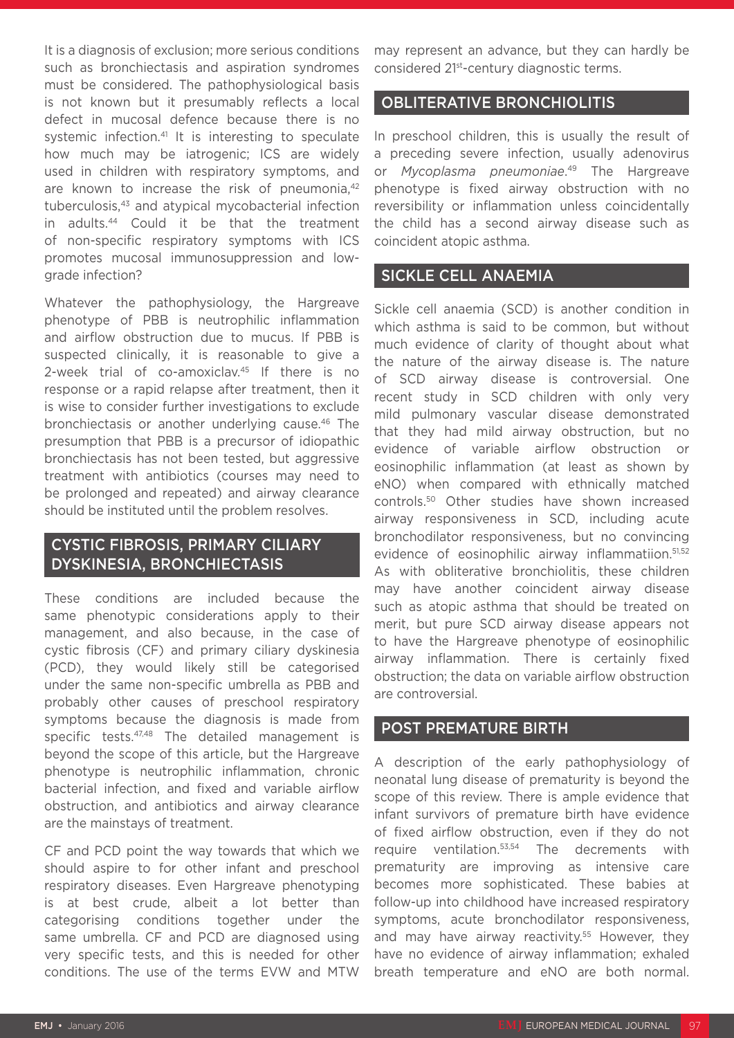It is a diagnosis of exclusion; more serious conditions such as bronchiectasis and aspiration syndromes must be considered. The pathophysiological basis is not known but it presumably reflects a local defect in mucosal defence because there is no systemic infection.[41] It is interesting to speculate how much may be iatrogenic; ICS are widely used in children with respiratory symptoms, and are known to increase the risk of pneumonia,[42] tuberculosis,[43] and atypical mycobacterial infection in adults.[44] Could it be that the treatment of non-specific respiratory symptoms with ICS promotes mucosal immunosuppression and low-grade infection?

Whatever the pathophysiology, the Hargreave phenotype of PBB is neutrophilic inflammation and airflow obstruction due to mucus. If PBB is suspected clinically, it is reasonable to give a 2-week trial of co-amoxiclav.[45] If there is no response or a rapid relapse after treatment, then it is wise to consider further investigations to exclude bronchiectasis or another underlying cause.[46] The presumption that PBB is a precursor of idiopathic bronchiectasis has not been tested, but aggressive treatment with antibiotics (courses may need to be prolonged and repeated) and airway clearance should be instituted until the problem resolves.

## CYSTIC FIBROSIS, PRIMARY CILIARY DYSKINESIA, BRONCHIECTASIS

These conditions are included because the same phenotypic considerations apply to their management, and also because, in the case of cystic fibrosis (CF) and primary ciliary dyskinesia (PCD), they would likely still be categorised under the same non-specific umbrella as PBB and probably other causes of preschool respiratory symptoms because the diagnosis is made from specific tests.[47,48] The detailed management is beyond the scope of this article, but the Hargreave phenotype is neutrophilic inflammation, chronic bacterial infection, and fixed and variable airflow obstruction, and antibiotics and airway clearance are the mainstays of treatment.

CF and PCD point the way towards that which we should aspire to for other infant and preschool respiratory diseases. Even Hargreave phenotyping is at best crude, albeit a lot better than categorising conditions together under the same umbrella. CF and PCD are diagnosed using very specific tests, and this is needed for other conditions. The use of the terms EVW and MTW may represent an advance, but they can hardly be considered 21st-century diagnostic terms.

## OBLITERATIVE BRONCHIOLITIS

In preschool children, this is usually the result of a preceding severe infection, usually adenovirus or *Mycoplasma pneumoniae*.[49] The Hargreave phenotype is fixed airway obstruction with no reversibility or inflammation unless coincidentally the child has a second airway disease such as coincident atopic asthma.

## SICKLE CELL ANAEMIA

Sickle cell anaemia (SCD) is another condition in which asthma is said to be common, but without much evidence of clarity of thought about what the nature of the airway disease is. The nature of SCD airway disease is controversial. One recent study in SCD children with only very mild pulmonary vascular disease demonstrated that they had mild airway obstruction, but no evidence of variable airflow obstruction or eosinophilic inflammation (at least as shown by eNO) when compared with ethnically matched controls.[50] Other studies have shown increased airway responsiveness in SCD, including acute bronchodilator responsiveness, but no convincing evidence of eosinophilic airway inflammatiion.[51,52] As with obliterative bronchiolitis, these children may have another coincident airway disease such as atopic asthma that should be treated on merit, but pure SCD airway disease appears not to have the Hargreave phenotype of eosinophilic airway inflammation. There is certainly fixed obstruction; the data on variable airflow obstruction are controversial.

## POST PREMATURE BIRTH

A description of the early pathophysiology of neonatal lung disease of prematurity is beyond the scope of this review. There is ample evidence that infant survivors of premature birth have evidence of fixed airflow obstruction, even if they do not require ventilation.[53,54] The decrements with prematurity are improving as intensive care becomes more sophisticated. These babies at follow-up into childhood have increased respiratory symptoms, acute bronchodilator responsiveness, and may have airway reactivity.[55] However, they have no evidence of airway inflammation; exhaled breath temperature and eNO are both normal.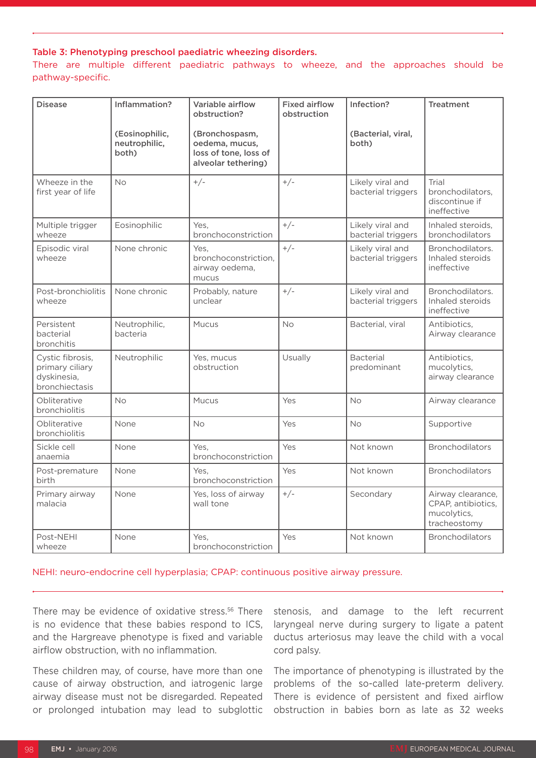**Table 3: Phenotyping preschool paediatric wheezing disorders.**

There are multiple different paediatric pathways to wheeze, and the approaches should be pathway-specific.

| Disease | Inflammation? (Eosinophilic, neutrophilic, both) | Variable airflow obstruction? (Bronchospasm, oedema, mucus, loss of tone, loss of alveolar tethering) | Fixed airflow obstruction | Infection? (Bacterial, viral, both) | Treatment |
|---|---|---|---|---|---|
| Wheeze in the first year of life | No | +/- | +/- | Likely viral and bacterial triggers | Trial bronchodilators, discontinue if ineffective |
| Multiple trigger wheeze | Eosinophilic | Yes, bronchoconstriction | +/- | Likely viral and bacterial triggers | Inhaled steroids, bronchodilators |
| Episodic viral wheeze | None chronic | Yes, bronchoconstriction, airway oedema, mucus | +/- | Likely viral and bacterial triggers | Bronchodilators. Inhaled steroids ineffective |
| Post-bronchiolitis wheeze | None chronic | Probably, nature unclear | +/- | Likely viral and bacterial triggers | Bronchodilators. Inhaled steroids ineffective |
| Persistent bacterial bronchitis | Neutrophilic, bacteria | Mucus | No | Bacterial, viral | Antibiotics, Airway clearance |
| Cystic fibrosis, primary ciliary dyskinesia, bronchiectasis | Neutrophilic | Yes, mucus obstruction | Usually | Bacterial predominant | Antibiotics, mucolytics, airway clearance |
| Obliterative bronchiolitis | No | Mucus | Yes | No | Airway clearance |
| Obliterative bronchiolitis | None | No | Yes | No | Supportive |
| Sickle cell anaemia | None | Yes, bronchoconstriction | Yes | Not known | Bronchodilators |
| Post-premature birth | None | Yes, bronchoconstriction | Yes | Not known | Bronchodilators |
| Primary airway malacia | None | Yes, loss of airway wall tone | +/- | Secondary | Airway clearance, CPAP, antibiotics, mucolytics, tracheostomy |
| Post-NEHI wheeze | None | Yes, bronchoconstriction | Yes | Not known | Bronchodilators |

NEHI: neuro-endocrine cell hyperplasia; CPAP: continuous positive airway pressure.

There may be evidence of oxidative stress.[56] There is no evidence that these babies respond to ICS, and the Hargreave phenotype is fixed and variable airflow obstruction, with no inflammation.

These children may, of course, have more than one cause of airway obstruction, and iatrogenic large airway disease must not be disregarded. Repeated or prolonged intubation may lead to subglottic stenosis, and damage to the left recurrent laryngeal nerve during surgery to ligate a patent ductus arteriosus may leave the child with a vocal cord palsy.

The importance of phenotyping is illustrated by the problems of the so-called late-preterm delivery. There is evidence of persistent and fixed airflow obstruction in babies born as late as 32 weeks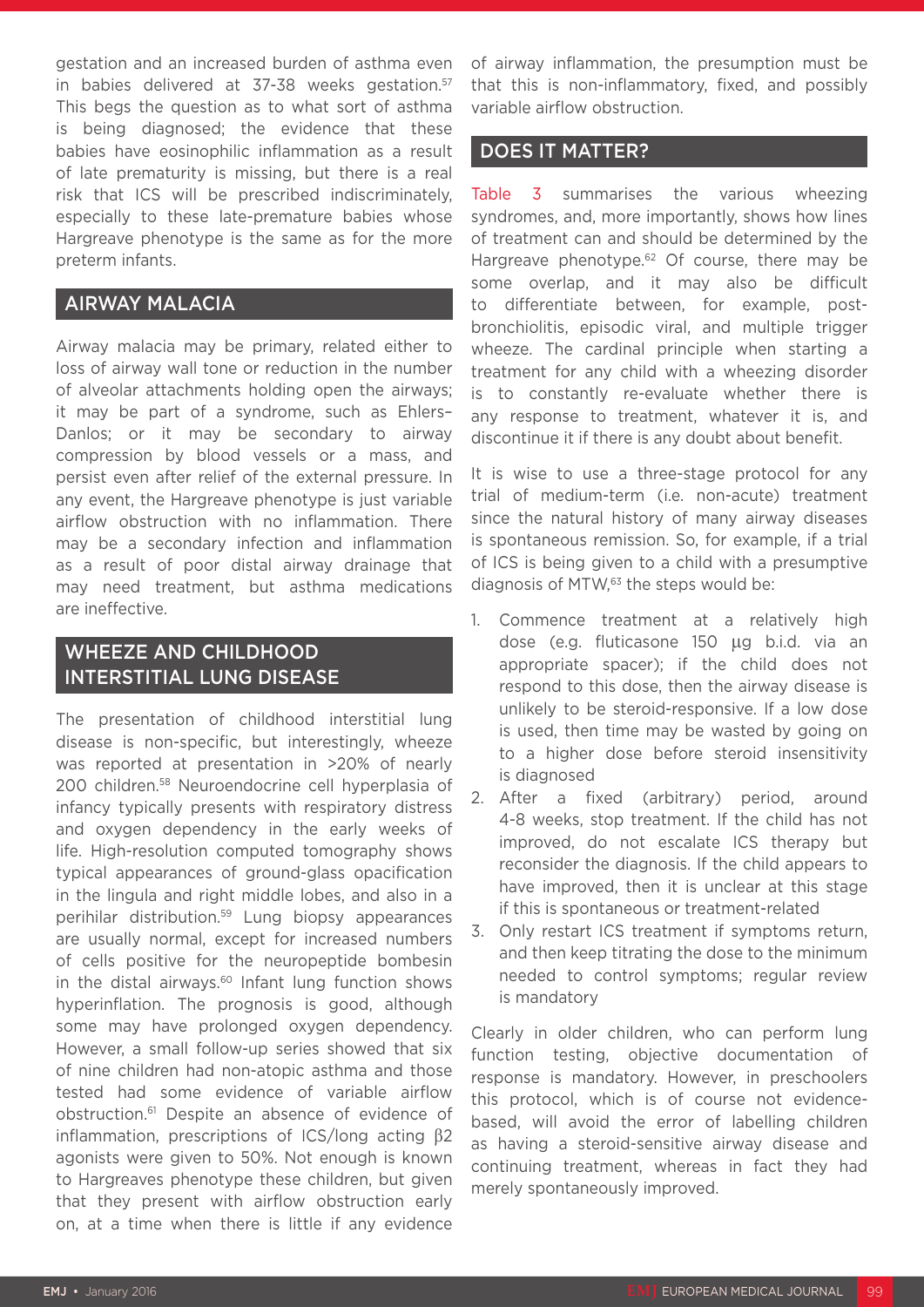gestation and an increased burden of asthma even in babies delivered at 37-38 weeks gestation.[57] This begs the question as to what sort of asthma is being diagnosed; the evidence that these babies have eosinophilic inflammation as a result of late prematurity is missing, but there is a real risk that ICS will be prescribed indiscriminately, especially to these late-premature babies whose Hargreave phenotype is the same as for the more preterm infants.

## AIRWAY MALACIA

Airway malacia may be primary, related either to loss of airway wall tone or reduction in the number of alveolar attachments holding open the airways; it may be part of a syndrome, such as Ehlers–Danlos; or it may be secondary to airway compression by blood vessels or a mass, and persist even after relief of the external pressure. In any event, the Hargreave phenotype is just variable airflow obstruction with no inflammation. There may be a secondary infection and inflammation as a result of poor distal airway drainage that may need treatment, but asthma medications are ineffective.

## WHEEZE AND CHILDHOOD INTERSTITIAL LUNG DISEASE

The presentation of childhood interstitial lung disease is non-specific, but interestingly, wheeze was reported at presentation in >20% of nearly 200 children.[58] Neuroendocrine cell hyperplasia of infancy typically presents with respiratory distress and oxygen dependency in the early weeks of life. High-resolution computed tomography shows typical appearances of ground-glass opacification in the lingula and right middle lobes, and also in a perihilar distribution.[59] Lung biopsy appearances are usually normal, except for increased numbers of cells positive for the neuropeptide bombesin in the distal airways.[60] Infant lung function shows hyperinflation. The prognosis is good, although some may have prolonged oxygen dependency. However, a small follow-up series showed that six of nine children had non-atopic asthma and those tested had some evidence of variable airflow obstruction.[61] Despite an absence of evidence of inflammation, prescriptions of ICS/long acting β2 agonists were given to 50%. Not enough is known to Hargreaves phenotype these children, but given that they present with airflow obstruction early on, at a time when there is little if any evidence of airway inflammation, the presumption must be that this is non-inflammatory, fixed, and possibly variable airflow obstruction.

## DOES IT MATTER?

Table 3 summarises the various wheezing syndromes, and, more importantly, shows how lines of treatment can and should be determined by the Hargreave phenotype.[62] Of course, there may be some overlap, and it may also be difficult to differentiate between, for example, post-bronchiolitis, episodic viral, and multiple trigger wheeze. The cardinal principle when starting a treatment for any child with a wheezing disorder is to constantly re-evaluate whether there is any response to treatment, whatever it is, and discontinue it if there is any doubt about benefit.

It is wise to use a three-stage protocol for any trial of medium-term (i.e. non-acute) treatment since the natural history of many airway diseases is spontaneous remission. So, for example, if a trial of ICS is being given to a child with a presumptive diagnosis of MTW,[63] the steps would be:

1. Commence treatment at a relatively high dose (e.g. fluticasone 150 μg b.i.d. via an appropriate spacer); if the child does not respond to this dose, then the airway disease is unlikely to be steroid-responsive. If a low dose is used, then time may be wasted by going on to a higher dose before steroid insensitivity is diagnosed
2. After a fixed (arbitrary) period, around 4-8 weeks, stop treatment. If the child has not improved, do not escalate ICS therapy but reconsider the diagnosis. If the child appears to have improved, then it is unclear at this stage if this is spontaneous or treatment-related
3. Only restart ICS treatment if symptoms return, and then keep titrating the dose to the minimum needed to control symptoms; regular review is mandatory

Clearly in older children, who can perform lung function testing, objective documentation of response is mandatory. However, in preschoolers this protocol, which is of course not evidence-based, will avoid the error of labelling children as having a steroid-sensitive airway disease and continuing treatment, whereas in fact they had merely spontaneously improved.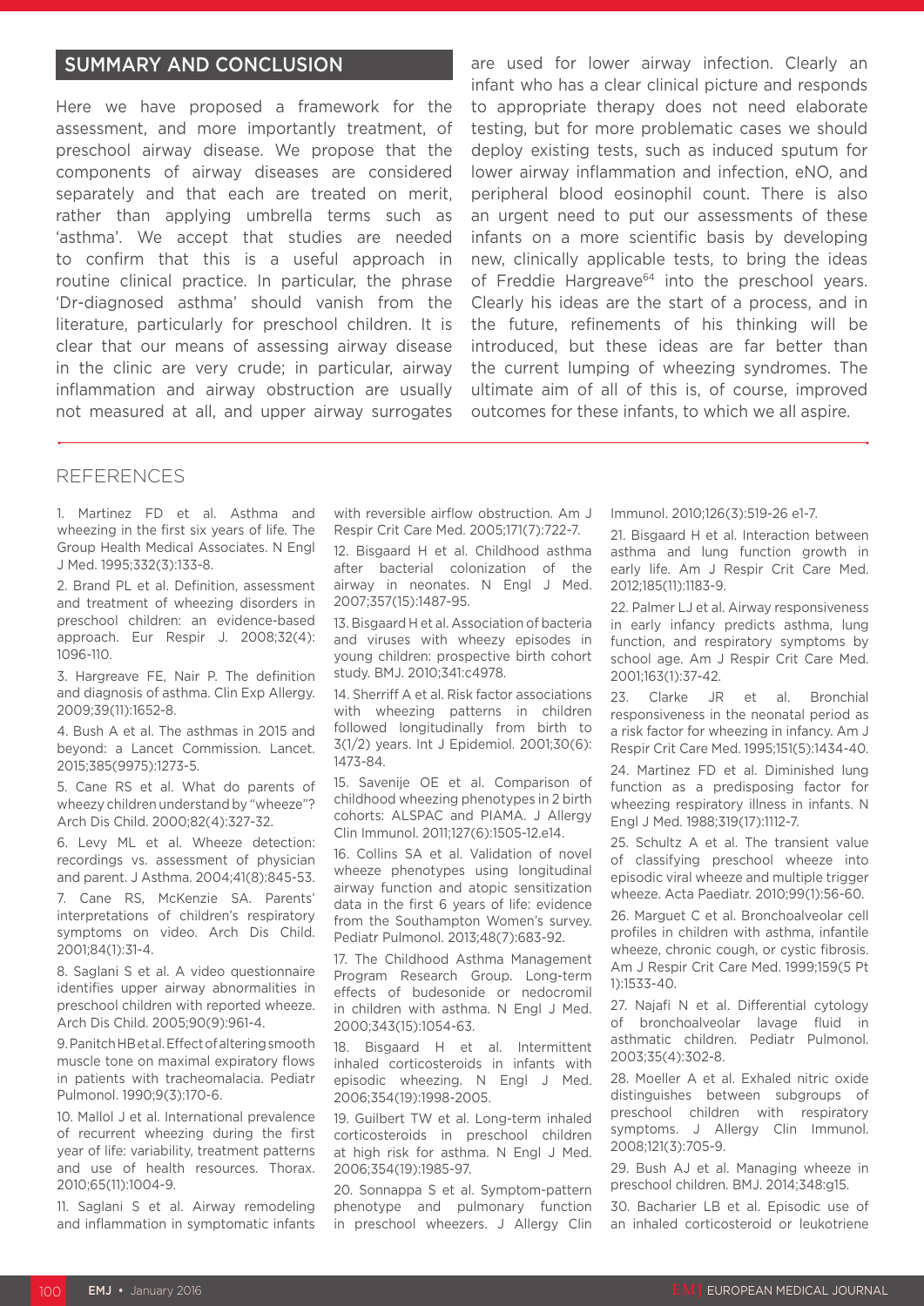## SUMMARY AND CONCLUSION

Here we have proposed a framework for the assessment, and more importantly treatment, of preschool airway disease. We propose that the components of airway diseases are considered separately and that each are treated on merit, rather than applying umbrella terms such as 'asthma'. We accept that studies are needed to confirm that this is a useful approach in routine clinical practice. In particular, the phrase 'Dr-diagnosed asthma' should vanish from the literature, particularly for preschool children. It is clear that our means of assessing airway disease in the clinic are very crude; in particular, airway inflammation and airway obstruction are usually not measured at all, and upper airway surrogates are used for lower airway infection. Clearly an infant who has a clear clinical picture and responds to appropriate therapy does not need elaborate testing, but for more problematic cases we should deploy existing tests, such as induced sputum for lower airway inflammation and infection, eNO, and peripheral blood eosinophil count. There is also an urgent need to put our assessments of these infants on a more scientific basis by developing new, clinically applicable tests, to bring the ideas of Freddie Hargreave[64] into the preschool years. Clearly his ideas are the start of a process, and in the future, refinements of his thinking will be introduced, but these ideas are far better than the current lumping of wheezing syndromes. The ultimate aim of all of this is, of course, improved outcomes for these infants, to which we all aspire.

## REFERENCES

1. Martinez FD et al. Asthma and wheezing in the first six years of life. The Group Health Medical Associates. N Engl J Med. 1995;332(3):133-8.

2. Brand PL et al. Definition, assessment and treatment of wheezing disorders in preschool children: an evidence-based approach. Eur Respir J. 2008;32(4):1096-110.

3. Hargreave FE, Nair P. The definition and diagnosis of asthma. Clin Exp Allergy. 2009;39(11):1652-8.

4. Bush A et al. The asthmas in 2015 and beyond: a Lancet Commission. Lancet. 2015;385(9975):1273-5.

5. Cane RS et al. What do parents of wheezy children understand by "wheeze"? Arch Dis Child. 2000;82(4):327-32.

6. Levy ML et al. Wheeze detection: recordings vs. assessment of physician and parent. J Asthma. 2004;41(8):845-53.

7. Cane RS, McKenzie SA. Parents' interpretations of children's respiratory symptoms on video. Arch Dis Child. 2001;84(1):31-4.

8. Saglani S et al. A video questionnaire identifies upper airway abnormalities in preschool children with reported wheeze. Arch Dis Child. 2005;90(9):961-4.

9. Panitch HB et al. Effect of altering smooth muscle tone on maximal expiratory flows in patients with tracheomalacia. Pediatr Pulmonol. 1990;9(3):170-6.

10. Mallol J et al. International prevalence of recurrent wheezing during the first year of life: variability, treatment patterns and use of health resources. Thorax. 2010;65(11):1004-9.

11. Saglani S et al. Airway remodeling and inflammation in symptomatic infants with reversible airflow obstruction. Am J Respir Crit Care Med. 2005;171(7):722-7.

12. Bisgaard H et al. Childhood asthma after bacterial colonization of the airway in neonates. N Engl J Med. 2007;357(15):1487-95.

13. Bisgaard H et al. Association of bacteria and viruses with wheezy episodes in young children: prospective birth cohort study. BMJ. 2010;341:c4978.

14. Sherriff A et al. Risk factor associations with wheezing patterns in children followed longitudinally from birth to 3(1/2) years. Int J Epidemiol. 2001;30(6):1473-84.

15. Savenije OE et al. Comparison of childhood wheezing phenotypes in 2 birth cohorts: ALSPAC and PIAMA. J Allergy Clin Immunol. 2011;127(6):1505-12.e14.

16. Collins SA et al. Validation of novel wheeze phenotypes using longitudinal airway function and atopic sensitization data in the first 6 years of life: evidence from the Southampton Women's survey. Pediatr Pulmonol. 2013;48(7):683-92.

17. The Childhood Asthma Management Program Research Group. Long-term effects of budesonide or nedocromil in children with asthma. N Engl J Med. 2000;343(15):1054-63.

18. Bisgaard H et al. Intermittent inhaled corticosteroids in infants with episodic wheezing. N Engl J Med. 2006;354(19):1998-2005.

19. Guilbert TW et al. Long-term inhaled corticosteroids in preschool children at high risk for asthma. N Engl J Med. 2006;354(19):1985-97.

20. Sonnappa S et al. Symptom-pattern phenotype and pulmonary function in preschool wheezers. J Allergy Clin Immunol. 2010;126(3):519-26 e1-7.

21. Bisgaard H et al. Interaction between asthma and lung function growth in early life. Am J Respir Crit Care Med. 2012;185(11):1183-9.

22. Palmer LJ et al. Airway responsiveness in early infancy predicts asthma, lung function, and respiratory symptoms by school age. Am J Respir Crit Care Med. 2001;163(1):37-42.

23. Clarke JR et al. Bronchial responsiveness in the neonatal period as a risk factor for wheezing in infancy. Am J Respir Crit Care Med. 1995;151(5):1434-40.

24. Martinez FD et al. Diminished lung function as a predisposing factor for wheezing respiratory illness in infants. N Engl J Med. 1988;319(17):1112-7.

25. Schultz A et al. The transient value of classifying preschool wheeze into episodic viral wheeze and multiple trigger wheeze. Acta Paediatr. 2010;99(1):56-60.

26. Marguet C et al. Bronchoalveolar cell profiles in children with asthma, infantile wheeze, chronic cough, or cystic fibrosis. Am J Respir Crit Care Med. 1999;159(5 Pt 1):1533-40.

27. Najafi N et al. Differential cytology of bronchoalveolar lavage fluid in asthmatic children. Pediatr Pulmonol. 2003;35(4):302-8.

28. Moeller A et al. Exhaled nitric oxide distinguishes between subgroups of preschool children with respiratory symptoms. J Allergy Clin Immunol. 2008;121(3):705-9.

29. Bush AJ et al. Managing wheeze in preschool children. BMJ. 2014;348:g15.

30. Bacharier LB et al. Episodic use of an inhaled corticosteroid or leukotriene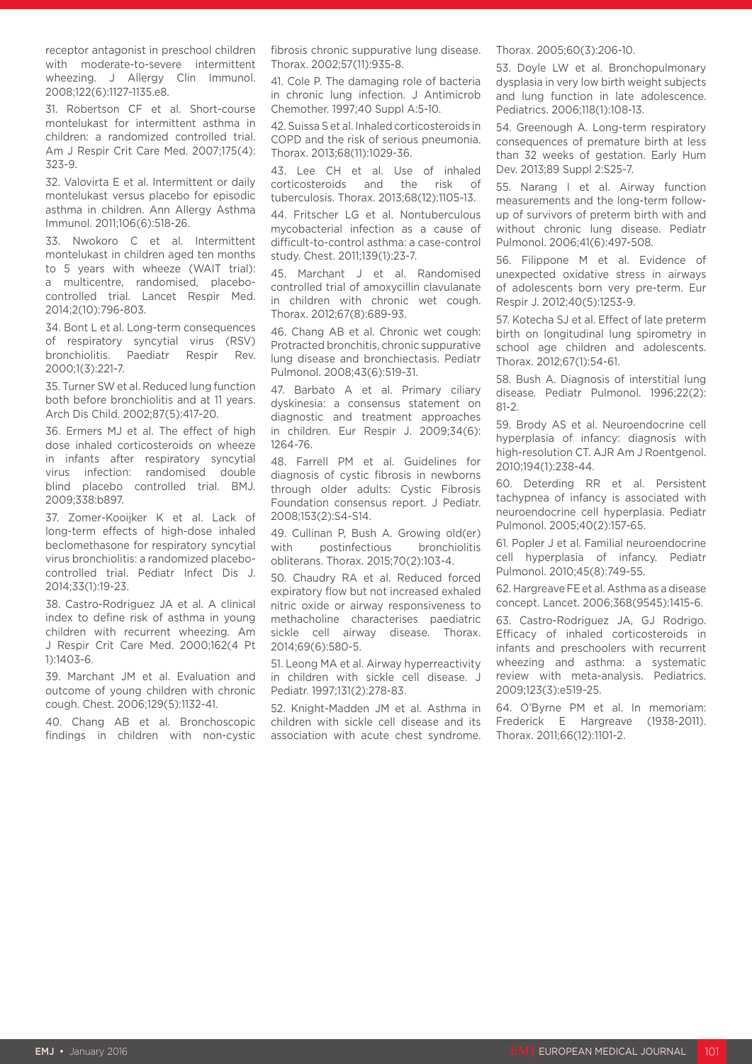receptor antagonist in preschool children with moderate-to-severe intermittent wheezing. J Allergy Clin Immunol. 2008;122(6):1127-1135.e8.

31. Robertson CF et al. Short-course montelukast for intermittent asthma in children: a randomized controlled trial. Am J Respir Crit Care Med. 2007;175(4): 323-9.

32. Valovirta E et al. Intermittent or daily montelukast versus placebo for episodic asthma in children. Ann Allergy Asthma Immunol. 2011;106(6):518-26.

33. Nwokoro C et al. Intermittent montelukast in children aged ten months to 5 years with wheeze (WAIT trial): a multicentre, randomised, placebo-controlled trial. Lancet Respir Med. 2014;2(10):796-803.

34. Bont L et al. Long-term consequences of respiratory syncytial virus (RSV) bronchiolitis. Paediatr Respir Rev. 2000;1(3):221-7.

35. Turner SW et al. Reduced lung function both before bronchiolitis and at 11 years. Arch Dis Child. 2002;87(5):417-20.

36. Ermers MJ et al. The effect of high dose inhaled corticosteroids on wheeze in infants after respiratory syncytial virus infection: randomised double blind placebo controlled trial. BMJ. 2009;338:b897.

37. Zomer-Kooijker K et al. Lack of long-term effects of high-dose inhaled beclomethasone for respiratory syncytial virus bronchiolitis: a randomized placebo-controlled trial. Pediatr Infect Dis J. 2014;33(1):19-23.

38. Castro-Rodriguez JA et al. A clinical index to define risk of asthma in young children with recurrent wheezing. Am J Respir Crit Care Med. 2000;162(4 Pt 1):1403-6.

39. Marchant JM et al. Evaluation and outcome of young children with chronic cough. Chest. 2006;129(5):1132-41.

40. Chang AB et al. Bronchoscopic findings in children with non-cystic fibrosis chronic suppurative lung disease. Thorax. 2002;57(11):935-8.

41. Cole P. The damaging role of bacteria in chronic lung infection. J Antimicrob Chemother. 1997;40 Suppl A:5-10.

42. Suissa S et al. Inhaled corticosteroids in COPD and the risk of serious pneumonia. Thorax. 2013;68(11):1029-36.

43. Lee CH et al. Use of inhaled corticosteroids and the risk of tuberculosis. Thorax. 2013;68(12):1105-13.

44. Fritscher LG et al. Nontuberculous mycobacterial infection as a cause of difficult-to-control asthma: a case-control study. Chest. 2011;139(1):23-7.

45. Marchant J et al. Randomised controlled trial of amoxycillin clavulanate in children with chronic wet cough. Thorax. 2012;67(8):689-93.

46. Chang AB et al. Chronic wet cough: Protracted bronchitis, chronic suppurative lung disease and bronchiectasis. Pediatr Pulmonol. 2008;43(6):519-31.

47. Barbato A et al. Primary ciliary dyskinesia: a consensus statement on diagnostic and treatment approaches in children. Eur Respir J. 2009;34(6): 1264-76.

48. Farrell PM et al. Guidelines for diagnosis of cystic fibrosis in newborns through older adults: Cystic Fibrosis Foundation consensus report. J Pediatr. 2008;153(2):S4-S14.

49. Cullinan P, Bush A. Growing old(er) with postinfectious bronchiolitis obliterans. Thorax. 2015;70(2):103-4.

50. Chaudry RA et al. Reduced forced expiratory flow but not increased exhaled nitric oxide or airway responsiveness to methacholine characterises paediatric sickle cell airway disease. Thorax. 2014;69(6):580-5.

51. Leong MA et al. Airway hyperreactivity in children with sickle cell disease. J Pediatr. 1997;131(2):278-83.

52. Knight-Madden JM et al. Asthma in children with sickle cell disease and its association with acute chest syndrome. Thorax. 2005;60(3):206-10.

53. Doyle LW et al. Bronchopulmonary dysplasia in very low birth weight subjects and lung function in late adolescence. Pediatrics. 2006;118(1):108-13.

54. Greenough A. Long-term respiratory consequences of premature birth at less than 32 weeks of gestation. Early Hum Dev. 2013;89 Suppl 2:S25-7.

55. Narang I et al. Airway function measurements and the long-term follow-up of survivors of preterm birth with and without chronic lung disease. Pediatr Pulmonol. 2006;41(6):497-508.

56. Filippone M et al. Evidence of unexpected oxidative stress in airways of adolescents born very pre-term. Eur Respir J. 2012;40(5):1253-9.

57. Kotecha SJ et al. Effect of late preterm birth on longitudinal lung spirometry in school age children and adolescents. Thorax. 2012;67(1):54-61.

58. Bush A. Diagnosis of interstitial lung disease. Pediatr Pulmonol. 1996;22(2): 81-2.

59. Brody AS et al. Neuroendocrine cell hyperplasia of infancy: diagnosis with high-resolution CT. AJR Am J Roentgenol. 2010;194(1):238-44.

60. Deterding RR et al. Persistent tachypnea of infancy is associated with neuroendocrine cell hyperplasia. Pediatr Pulmonol. 2005;40(2):157-65.

61. Popler J et al. Familial neuroendocrine cell hyperplasia of infancy. Pediatr Pulmonol. 2010;45(8):749-55.

62. Hargreave FE et al. Asthma as a disease concept. Lancet. 2006;368(9545):1415-6.

63. Castro-Rodriguez JA, GJ Rodrigo. Efficacy of inhaled corticosteroids in infants and preschoolers with recurrent wheezing and asthma: a systematic review with meta-analysis. Pediatrics. 2009;123(3):e519-25.

64. O'Byrne PM et al. In memoriam: Frederick E Hargreave (1938-2011). Thorax. 2011;66(12):1101-2.